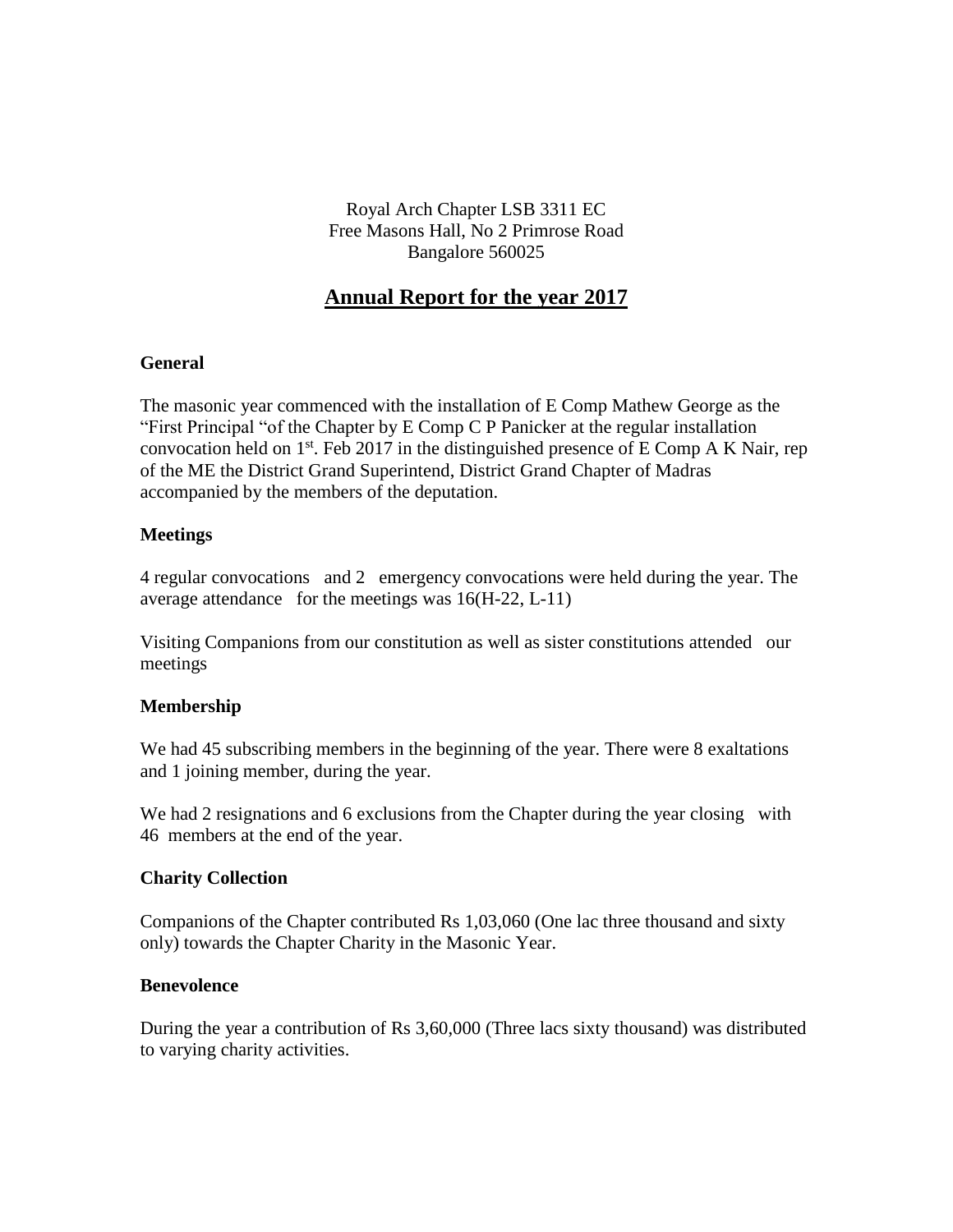Royal Arch Chapter LSB 3311 EC
Free Masons Hall, No 2 Primrose Road
Bangalore 560025

# Annual Report for the year 2017

### General

The masonic year commenced with the installation of E Comp Mathew George as the "First Principal "of the Chapter by E Comp C P Panicker at the regular installation convocation held on 1st. Feb 2017 in the distinguished presence of E Comp A K Nair, rep of the ME the District Grand Superintend, District Grand Chapter of Madras accompanied by the members of the deputation.

### Meetings

4 regular convocations and 2 emergency convocations were held during the year. The average attendance for the meetings was 16(H-22, L-11)

Visiting Companions from our constitution as well as sister constitutions attended our meetings

### Membership

We had 45 subscribing members in the beginning of the year. There were 8 exaltations and 1 joining member, during the year.

We had 2 resignations and 6 exclusions from the Chapter during the year closing with 46 members at the end of the year.

### Charity Collection

Companions of the Chapter contributed Rs 1,03,060 (One lac three thousand and sixty only) towards the Chapter Charity in the Masonic Year.

### Benevolence

During the year a contribution of Rs 3,60,000 (Three lacs sixty thousand) was distributed to varying charity activities.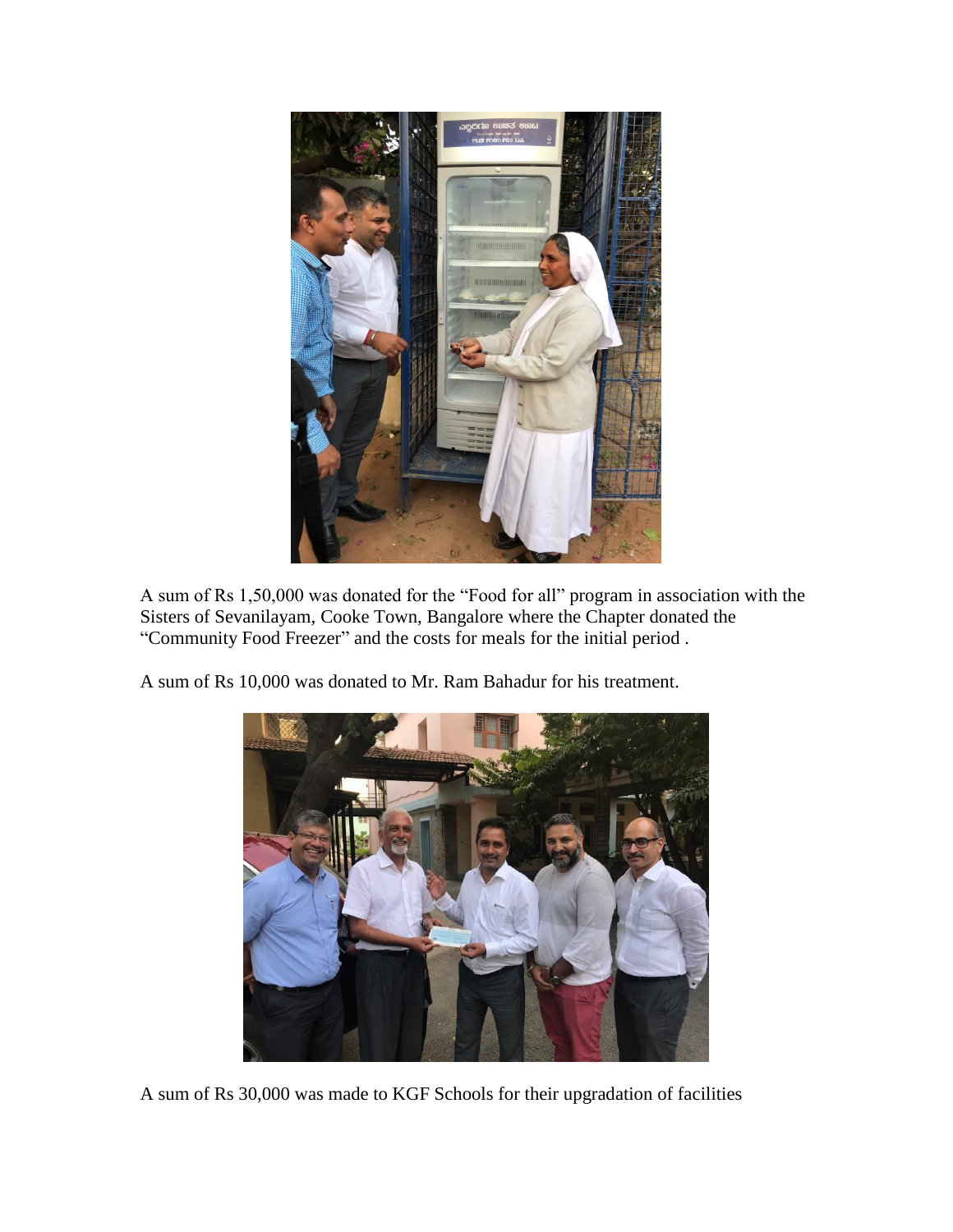A sum of Rs 1,50,000 was donated for the "Food for all" program in association with the Sisters of Sevanilayam, Cooke Town, Bangalore where the Chapter donated the "Community Food Freezer" and the costs for meals for the initial period .

A sum of Rs 10,000 was donated to Mr. Ram Bahadur for his treatment.

A sum of Rs 30,000 was made to KGF Schools for their upgradation of facilities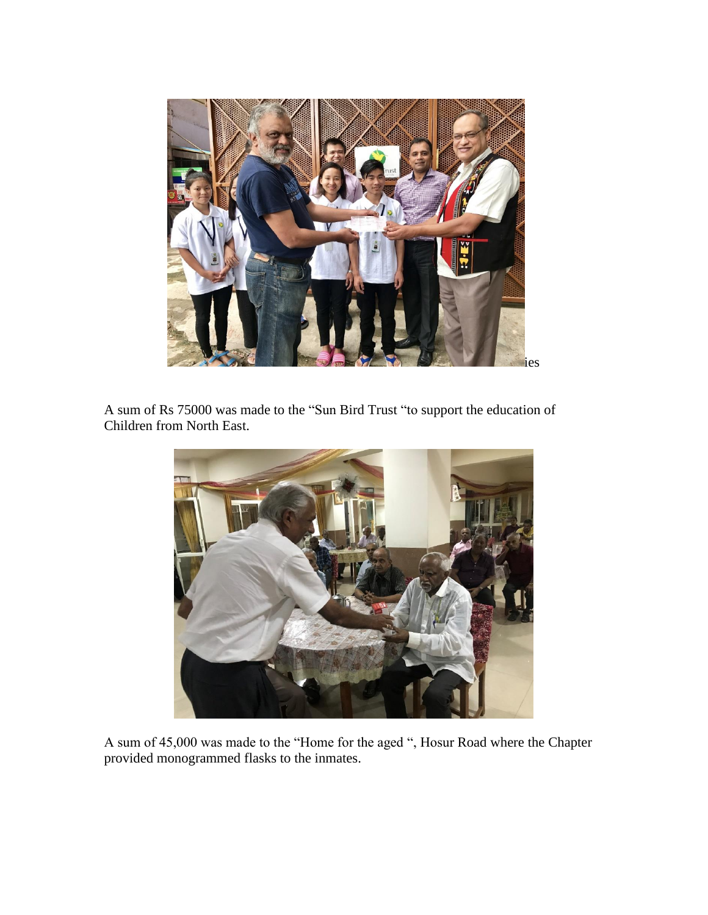ies

A sum of Rs 75000 was made to the “Sun Bird Trust “to support the education of Children from North East.

A sum of 45,000 was made to the “Home for the aged “, Hosur Road where the Chapter provided monogrammed flasks to the inmates.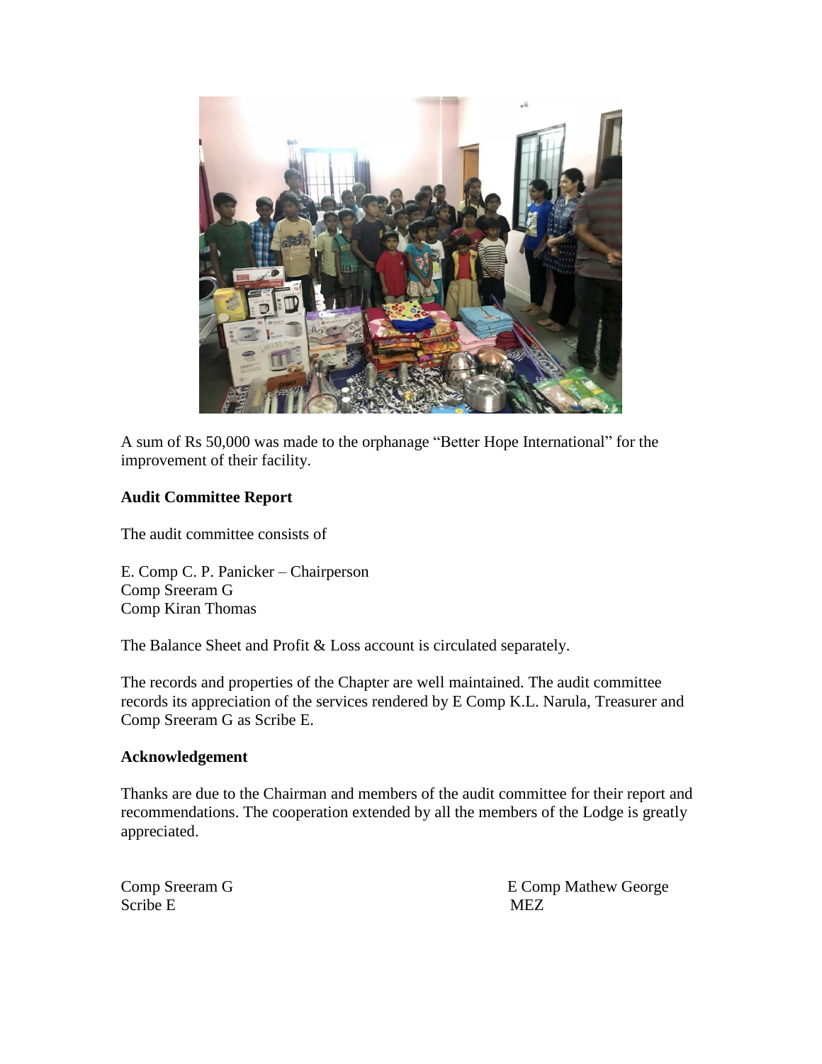A sum of Rs 50,000 was made to the orphanage "Better Hope International" for the improvement of their facility.

**Audit Committee Report**

The audit committee consists of

E. Comp C. P. Panicker – Chairperson
Comp Sreeram G
Comp Kiran Thomas

The Balance Sheet and Profit & Loss account is circulated separately.

The records and properties of the Chapter are well maintained. The audit committee records its appreciation of the services rendered by E Comp K.L. Narula, Treasurer and Comp Sreeram G as Scribe E.

**Acknowledgement**

Thanks are due to the Chairman and members of the audit committee for their report and recommendations. The cooperation extended by all the members of the Lodge is greatly appreciated.

Comp Sreeram G
Scribe E

E Comp Mathew George
MEZ